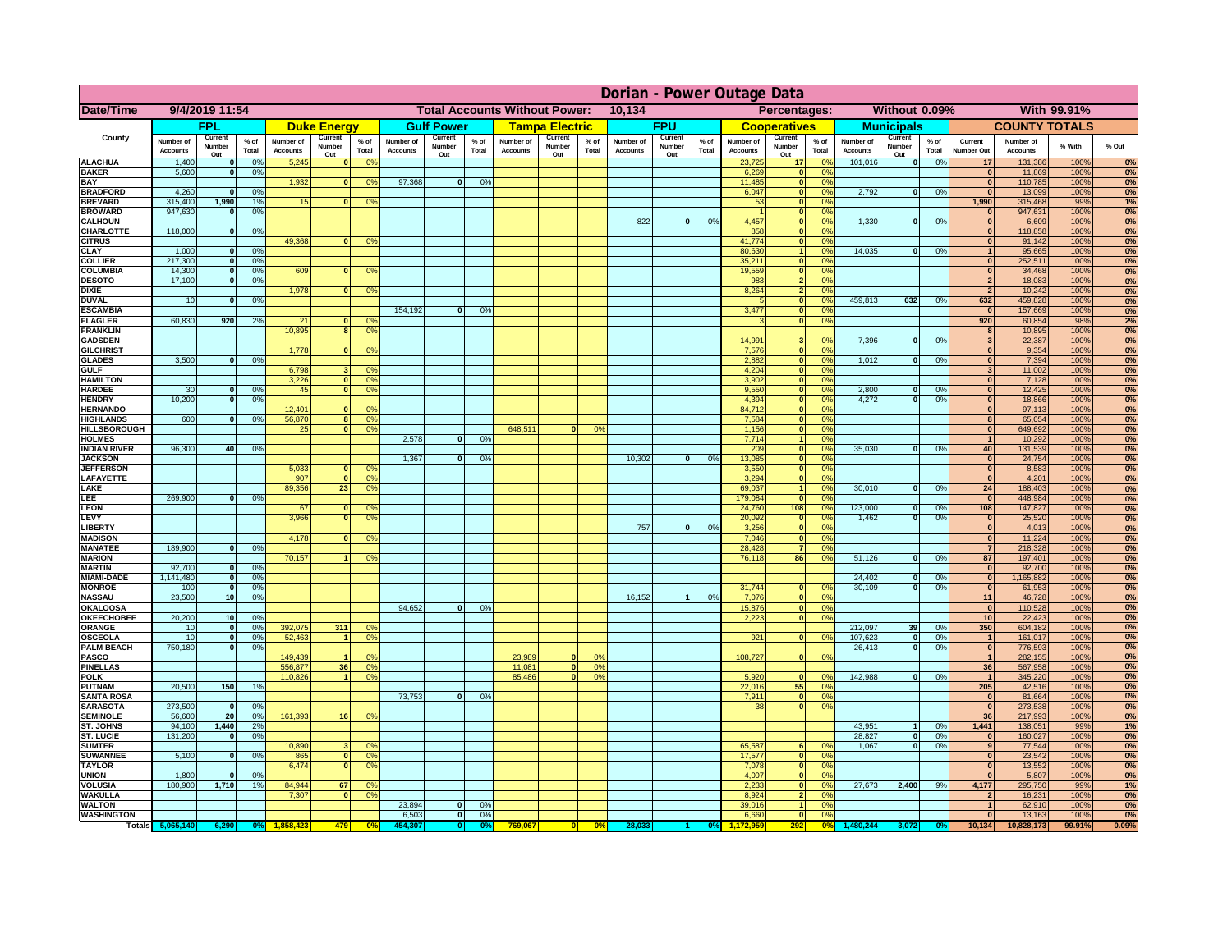# Dorian - Power Outage Data

| Date/Time | 9/4/2019 11:54 | | | | | | | Total Accounts Without Power: | | | 10,134 | | | | | Percentages: | | | Without 0.09% | | | | With 99.91% | | |
|---|---|---|---|---|---|---|---|---|---|---|---|---|---|---|---|---|---|---|---|---|---|---|---|---|---|
| County | FPL | | | Duke Energy | | | Gulf Power | | | Tampa Electric | | | FPU | | | Cooperatives | | | Municipals | | | COUNTY TOTALS | | | |
| | Number of Accounts | Current Number Out | % of Total | Number of Accounts | Current Number Out | % of Total | Number of Accounts | Current Number Out | % of Total | Number of Accounts | Current Number Out | % of Total | Number of Accounts | Current Number Out | % of Total | Number of Accounts | Current Number Out | % of Total | Number of Accounts | Current Number Out | % of Total | Current Number Out | Number of Accounts | % With | % Out |
| ALACHUA | 1,400 | 0 | 0% | 5,245 | 0 | 0% | | | | | | | | | | 23,725 | 17 | 0% | 101,016 | 0 | 0% | 17 | 131,386 | 100% | 0% |
| BAKER | 5,600 | 0 | 0% | | | | | | | | | | | | | 6,269 | 0 | 0% | | | | 0 | 11,869 | 100% | 0% |
| BAY | | | | 1,932 | 0 | 0% | 97,368 | 0 | 0% | | | | | | | 11,485 | 0 | 0% | | | | 0 | 110,785 | 100% | 0% |
| BRADFORD | 4,260 | 0 | 0% | | | | | | | | | | | | | 6,047 | 0 | 0% | 2,792 | 0 | 0% | 0 | 13,099 | 100% | 0% |
| BREVARD | 315,400 | 1,990 | 1% | 15 | 0 | 0% | | | | | | | | | | 53 | 0 | 0% | | | | 1,990 | 315,468 | 99% | 1% |
| BROWARD | 947,630 | 0 | 0% | | | | | | | | | | | | | 1 | 0 | 0% | | | | 0 | 947,631 | 100% | 0% |
| CALHOUN | | | | | | | | | | | | | 822 | 0 | 0% | 4,457 | 0 | 0% | 1,330 | 0 | 0% | 0 | 6,609 | 100% | 0% |
| CHARLOTTE | 118,000 | 0 | 0% | | | | | | | | | | | | | 858 | 0 | 0% | | | | 0 | 118,858 | 100% | 0% |
| CITRUS | | | | 49,368 | 0 | 0% | | | | | | | | | | 41,774 | 0 | 0% | | | | 0 | 91,142 | 100% | 0% |
| CLAY | 1,000 | 0 | 0% | | | | | | | | | | | | | 80,630 | 1 | 0% | 14,035 | 0 | 0% | 1 | 95,665 | 100% | 0% |
| COLLIER | 217,300 | 0 | 0% | | | | | | | | | | | | | 35,211 | 0 | 0% | | | | 0 | 252,511 | 100% | 0% |
| COLUMBIA | 14,300 | 0 | 0% | 609 | 0 | 0% | | | | | | | | | | 19,559 | 0 | 0% | | | | 0 | 34,468 | 100% | 0% |
| DESOTO | 17,100 | 0 | 0% | | | | | | | | | | | | | 983 | 2 | 0% | | | | 2 | 18,083 | 100% | 0% |
| DIXIE | | | | 1,978 | 0 | 0% | | | | | | | | | | 8,264 | 2 | 0% | | | | 2 | 10,242 | 100% | 0% |
| DUVAL | 10 | 0 | 0% | | | | | | | | | | | | | 5 | 0 | 0% | 459,813 | 632 | 0% | 632 | 459,828 | 100% | 0% |
| ESCAMBIA | | | | | | | 154,192 | 0 | 0% | | | | | | | 3,477 | 0 | 0% | | | | 0 | 157,669 | 100% | 0% |
| FLAGLER | 60,830 | 920 | 2% | 21 | 0 | 0% | | | | | | | | | | 3 | 0 | 0% | | | | 920 | 60,854 | 98% | 2% |
| FRANKLIN | | | | 10,895 | 8 | 0% | | | | | | | | | | | | | | | | 8 | 10,895 | 100% | 0% |
| GADSDEN | | | | | | | | | | | | | | | | 14,991 | 3 | 0% | 7,396 | 0 | 0% | 3 | 22,387 | 100% | 0% |
| GILCHRIST | | | | 1,778 | 0 | 0% | | | | | | | | | | 7,576 | 0 | 0% | | | | 0 | 9,354 | 100% | 0% |
| GLADES | 3,500 | 0 | 0% | | | | | | | | | | | | | 2,882 | 0 | 0% | 1,012 | 0 | 0% | 0 | 7,394 | 100% | 0% |
| GULF | | | | 6,798 | 3 | 0% | | | | | | | | | | 4,204 | 0 | 0% | | | | 3 | 11,002 | 100% | 0% |
| HAMILTON | | | | 3,226 | 0 | 0% | | | | | | | | | | 3,902 | 0 | 0% | | | | 0 | 7,128 | 100% | 0% |
| HARDEE | 30 | 0 | 0% | 45 | 0 | 0% | | | | | | | | | | 9,550 | 0 | 0% | 2,800 | 0 | 0% | 0 | 12,425 | 100% | 0% |
| HENDRY | 10,200 | 0 | 0% | | | | | | | | | | | | | 4,394 | 0 | 0% | 4,272 | 0 | 0% | 0 | 18,866 | 100% | 0% |
| HERNANDO | | | | 12,401 | 0 | 0% | | | | | | | | | | 84,712 | 0 | 0% | | | | 0 | 97,113 | 100% | 0% |
| HIGHLANDS | 600 | 0 | 0% | 56,870 | 8 | 0% | | | | | | | | | | 7,584 | 0 | 0% | | | | 8 | 65,054 | 100% | 0% |
| HILLSBOROUGH | | | | 25 | 0 | 0% | | | | 648,511 | 0 | 0% | | | | 1,156 | 0 | 0% | | | | 0 | 649,692 | 100% | 0% |
| HOLMES | | | | | | | 2,578 | 0 | 0% | | | | | | | 7,714 | 1 | 0% | | | | 1 | 10,292 | 100% | 0% |
| INDIAN RIVER | 96,300 | 40 | 0% | | | | | | | | | | | | | 209 | 0 | 0% | 35,030 | 0 | 0% | 40 | 131,539 | 100% | 0% |
| JACKSON | | | | | | | 1,367 | 0 | 0% | | | | 10,302 | 0 | 0% | 13,085 | 0 | 0% | | | | 0 | 24,754 | 100% | 0% |
| JEFFERSON | | | | 5,033 | 0 | 0% | | | | | | | | | | 3,550 | 0 | 0% | | | | 0 | 8,583 | 100% | 0% |
| LAFAYETTE | | | | 907 | 0 | 0% | | | | | | | | | | 3,294 | 0 | 0% | | | | 0 | 4,201 | 100% | 0% |
| LAKE | | | | 89,356 | 23 | 0% | | | | | | | | | | 69,037 | 1 | 0% | 30,010 | 0 | 0% | 24 | 188,403 | 100% | 0% |
| LEE | 269,900 | 0 | 0% | | | | | | | | | | | | | 179,084 | 0 | 0% | | | | 0 | 448,984 | 100% | 0% |
| LEON | | | | 67 | 0 | 0% | | | | | | | | | | 24,760 | 108 | 0% | 123,000 | 0 | 0% | 108 | 147,827 | 100% | 0% |
| LEVY | | | | 3,966 | 0 | 0% | | | | | | | | | | 20,092 | 0 | 0% | 1,462 | 0 | 0% | 0 | 25,520 | 100% | 0% |
| LIBERTY | | | | | | | | | | | | | 757 | 0 | 0% | 3,256 | 0 | 0% | | | | 0 | 4,013 | 100% | 0% |
| MADISON | | | | 4,178 | 0 | 0% | | | | | | | | | | 7,046 | 0 | 0% | | | | 0 | 11,224 | 100% | 0% |
| MANATEE | 189,900 | 0 | 0% | | | | | | | | | | | | | 28,428 | 7 | 0% | | | | 7 | 218,328 | 100% | 0% |
| MARION | | | | 70,157 | 1 | 0% | | | | | | | | | | 76,118 | 86 | 0% | 51,126 | 0 | 0% | 87 | 197,401 | 100% | 0% |
| MARTIN | 92,700 | 0 | 0% | | | | | | | | | | | | | | | | | | | 0 | 92,700 | 100% | 0% |
| MIAMI-DADE | 1,141,480 | 0 | 0% | | | | | | | | | | | | | | | | 24,402 | 0 | 0% | 0 | 1,165,882 | 100% | 0% |
| MONROE | 100 | 0 | 0% | | | | | | | | | | | | | 31,744 | 0 | 0% | 30,109 | 0 | 0% | 0 | 61,953 | 100% | 0% |
| NASSAU | 23,500 | 10 | 0% | | | | | | | | | | 16,152 | 1 | 0% | 7,076 | 0 | 0% | | | | 11 | 46,728 | 100% | 0% |
| OKALOOSA | | | | | | | 94,652 | 0 | 0% | | | | | | | 15,876 | 0 | 0% | | | | 0 | 110,528 | 100% | 0% |
| OKEECHOBEE | 20,200 | 10 | 0% | | | | | | | | | | | | | 2,223 | 0 | 0% | | | | 10 | 22,423 | 100% | 0% |
| ORANGE | 10 | 0 | 0% | 392,075 | 311 | 0% | | | | | | | | | | | | | 212,097 | 39 | 0% | 350 | 604,182 | 100% | 0% |
| OSCEOLA | 10 | 0 | 0% | 52,463 | 1 | 0% | | | | | | | | | | 921 | 0 | 0% | 107,623 | 0 | 0% | 1 | 161,017 | 100% | 0% |
| PALM BEACH | 750,180 | 0 | 0% | | | | | | | | | | | | | | | | 26,413 | 0 | 0% | 0 | 776,593 | 100% | 0% |
| PASCO | | | | 149,439 | 1 | 0% | | | | 23,989 | 0 | 0% | | | | 108,727 | 0 | 0% | | | | 1 | 282,155 | 100% | 0% |
| PINELLAS | | | | 556,877 | 36 | 0% | | | | 11,081 | 0 | 0% | | | | | | | | | | 36 | 567,958 | 100% | 0% |
| POLK | | | | 110,826 | 1 | 0% | | | | 85,486 | 0 | 0% | | | | 5,920 | 0 | 0% | 142,988 | 0 | 0% | 1 | 345,220 | 100% | 0% |
| PUTNAM | 20,500 | 150 | 1% | | | | | | | | | | | | | 22,016 | 55 | 0% | | | | 205 | 42,516 | 100% | 0% |
| SANTA ROSA | | | | | | | 73,753 | 0 | 0% | | | | | | | 7,911 | 0 | 0% | | | | 0 | 81,664 | 100% | 0% |
| SARASOTA | 273,500 | 0 | 0% | | | | | | | | | | | | | 38 | 0 | 0% | | | | 0 | 273,538 | 100% | 0% |
| SEMINOLE | 56,600 | 20 | 0% | 161,393 | 16 | 0% | | | | | | | | | | | | | | | | 36 | 217,993 | 100% | 0% |
| ST. JOHNS | 94,100 | 1,440 | 2% | | | | | | | | | | | | | | | | 43,951 | 1 | 0% | 1,441 | 138,051 | 99% | 1% |
| ST. LUCIE | 131,200 | 0 | 0% | | | | | | | | | | | | | | | | 28,827 | 0 | 0% | 0 | 160,027 | 100% | 0% |
| SUMTER | | | | 10,890 | 3 | 0% | | | | | | | | | | 65,587 | 6 | 0% | 1,067 | 0 | 0% | 9 | 77,544 | 100% | 0% |
| SUWANNEE | 5,100 | 0 | 0% | 865 | 0 | 0% | | | | | | | | | | 17,577 | 0 | 0% | | | | 0 | 23,542 | 100% | 0% |
| TAYLOR | | | | 6,474 | 0 | 0% | | | | | | | | | | 7,078 | 0 | 0% | | | | 0 | 13,552 | 100% | 0% |
| UNION | 1,800 | 0 | 0% | | | | | | | | | | | | | 4,007 | 0 | 0% | | | | 0 | 5,807 | 100% | 0% |
| VOLUSIA | 180,900 | 1,710 | 1% | 84,944 | 67 | 0% | | | | | | | | | | 2,233 | 0 | 0% | 27,673 | 2,400 | 9% | 4,177 | 295,750 | 99% | 1% |
| WAKULLA | | | | 7,307 | 0 | 0% | | | | | | | | | | 8,924 | 2 | 0% | | | | 2 | 16,231 | 100% | 0% |
| WALTON | | | | | | | 23,894 | 0 | 0% | | | | | | | 39,016 | 1 | 0% | | | | 1 | 62,910 | 100% | 0% |
| WASHINGTON | | | | | | | 6,503 | 0 | 0% | | | | | | | 6,660 | 0 | 0% | | | | 0 | 13,163 | 100% | 0% |
| Totals | 5,065,140 | 6,290 | 0% | 1,858,423 | 479 | 0% | 454,307 | 0 | 0% | 769,067 | 0 | 0% | 28,033 | 1 | 0% | 1,172,959 | 292 | 0% | 1,480,244 | 3,072 | 0% | 10,134 | 10,828,173 | 99.91% | 0.09% |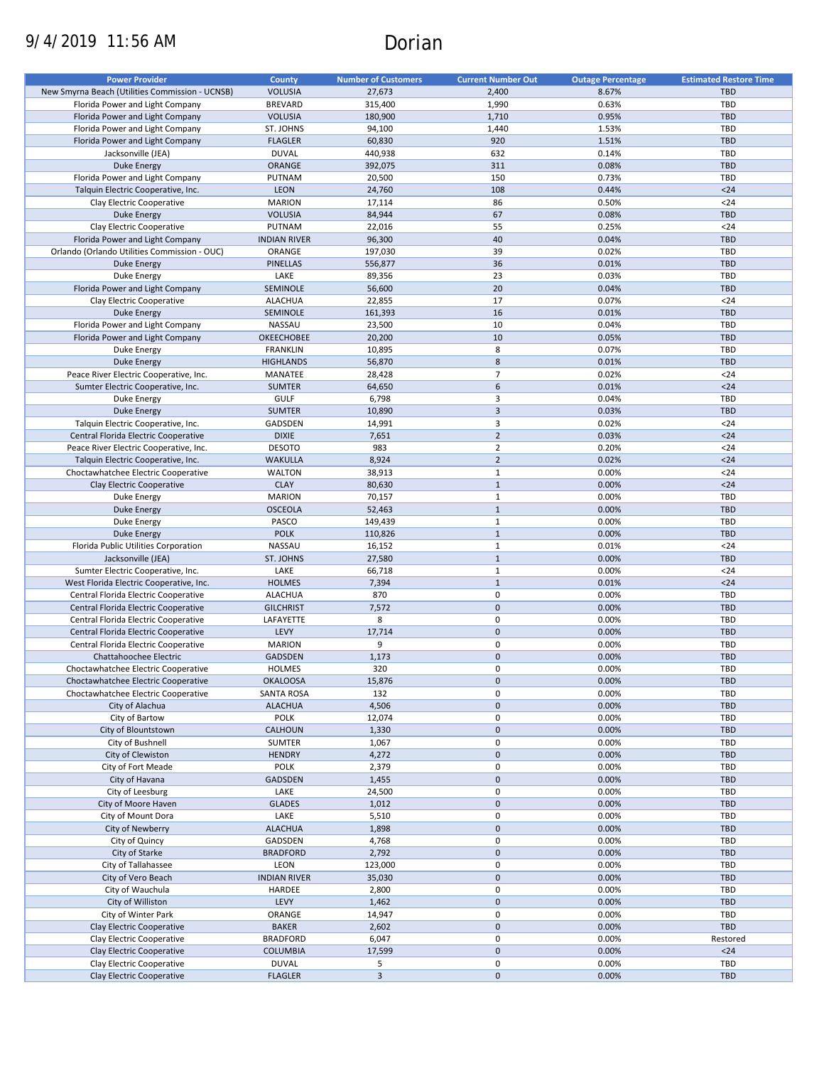9/4/2019 11:56 AM

# Dorian

| Power Provider | County | Number of Customers | Current Number Out | Outage Percentage | Estimated Restore Time |
|---|---|---|---|---|---|
| New Smyrna Beach (Utilities Commission - UCNSB) | VOLUSIA | 27,673 | 2,400 | 8.67% | TBD |
| Florida Power and Light Company | BREVARD | 315,400 | 1,990 | 0.63% | TBD |
| Florida Power and Light Company | VOLUSIA | 180,900 | 1,710 | 0.95% | TBD |
| Florida Power and Light Company | ST. JOHNS | 94,100 | 1,440 | 1.53% | TBD |
| Florida Power and Light Company | FLAGLER | 60,830 | 920 | 1.51% | TBD |
| Jacksonville (JEA) | DUVAL | 440,938 | 632 | 0.14% | TBD |
| Duke Energy | ORANGE | 392,075 | 311 | 0.08% | TBD |
| Florida Power and Light Company | PUTNAM | 20,500 | 150 | 0.73% | TBD |
| Talquin Electric Cooperative, Inc. | LEON | 24,760 | 108 | 0.44% | <24 |
| Clay Electric Cooperative | MARION | 17,114 | 86 | 0.50% | <24 |
| Duke Energy | VOLUSIA | 84,944 | 67 | 0.08% | TBD |
| Clay Electric Cooperative | PUTNAM | 22,016 | 55 | 0.25% | <24 |
| Florida Power and Light Company | INDIAN RIVER | 96,300 | 40 | 0.04% | TBD |
| Orlando (Orlando Utilities Commission - OUC) | ORANGE | 197,030 | 39 | 0.02% | TBD |
| Duke Energy | PINELLAS | 556,877 | 36 | 0.01% | TBD |
| Duke Energy | LAKE | 89,356 | 23 | 0.03% | TBD |
| Florida Power and Light Company | SEMINOLE | 56,600 | 20 | 0.04% | TBD |
| Clay Electric Cooperative | ALACHUA | 22,855 | 17 | 0.07% | <24 |
| Duke Energy | SEMINOLE | 161,393 | 16 | 0.01% | TBD |
| Florida Power and Light Company | NASSAU | 23,500 | 10 | 0.04% | TBD |
| Florida Power and Light Company | OKEECHOBEE | 20,200 | 10 | 0.05% | TBD |
| Duke Energy | FRANKLIN | 10,895 | 8 | 0.07% | TBD |
| Duke Energy | HIGHLANDS | 56,870 | 8 | 0.01% | TBD |
| Peace River Electric Cooperative, Inc. | MANATEE | 28,428 | 7 | 0.02% | <24 |
| Sumter Electric Cooperative, Inc. | SUMTER | 64,650 | 6 | 0.01% | <24 |
| Duke Energy | GULF | 6,798 | 3 | 0.04% | TBD |
| Duke Energy | SUMTER | 10,890 | 3 | 0.03% | TBD |
| Talquin Electric Cooperative, Inc. | GADSDEN | 14,991 | 3 | 0.02% | <24 |
| Central Florida Electric Cooperative | DIXIE | 7,651 | 2 | 0.03% | <24 |
| Peace River Electric Cooperative, Inc. | DESOTO | 983 | 2 | 0.20% | <24 |
| Talquin Electric Cooperative, Inc. | WAKULLA | 8,924 | 2 | 0.02% | <24 |
| Choctawhatchee Electric Cooperative | WALTON | 38,913 | 1 | 0.00% | <24 |
| Clay Electric Cooperative | CLAY | 80,630 | 1 | 0.00% | <24 |
| Duke Energy | MARION | 70,157 | 1 | 0.00% | TBD |
| Duke Energy | OSCEOLA | 52,463 | 1 | 0.00% | TBD |
| Duke Energy | PASCO | 149,439 | 1 | 0.00% | TBD |
| Duke Energy | POLK | 110,826 | 1 | 0.00% | TBD |
| Florida Public Utilities Corporation | NASSAU | 16,152 | 1 | 0.01% | <24 |
| Jacksonville (JEA) | ST. JOHNS | 27,580 | 1 | 0.00% | TBD |
| Sumter Electric Cooperative, Inc. | LAKE | 66,718 | 1 | 0.00% | <24 |
| West Florida Electric Cooperative, Inc. | HOLMES | 7,394 | 1 | 0.01% | <24 |
| Central Florida Electric Cooperative | ALACHUA | 870 | 0 | 0.00% | TBD |
| Central Florida Electric Cooperative | GILCHRIST | 7,572 | 0 | 0.00% | TBD |
| Central Florida Electric Cooperative | LAFAYETTE | 8 | 0 | 0.00% | TBD |
| Central Florida Electric Cooperative | LEVY | 17,714 | 0 | 0.00% | TBD |
| Central Florida Electric Cooperative | MARION | 9 | 0 | 0.00% | TBD |
| Chattahoochee Electric | GADSDEN | 1,173 | 0 | 0.00% | TBD |
| Choctawhatchee Electric Cooperative | HOLMES | 320 | 0 | 0.00% | TBD |
| Choctawhatchee Electric Cooperative | OKALOOSA | 15,876 | 0 | 0.00% | TBD |
| Choctawhatchee Electric Cooperative | SANTA ROSA | 132 | 0 | 0.00% | TBD |
| City of Alachua | ALACHUA | 4,506 | 0 | 0.00% | TBD |
| City of Bartow | POLK | 12,074 | 0 | 0.00% | TBD |
| City of Blountstown | CALHOUN | 1,330 | 0 | 0.00% | TBD |
| City of Bushnell | SUMTER | 1,067 | 0 | 0.00% | TBD |
| City of Clewiston | HENDRY | 4,272 | 0 | 0.00% | TBD |
| City of Fort Meade | POLK | 2,379 | 0 | 0.00% | TBD |
| City of Havana | GADSDEN | 1,455 | 0 | 0.00% | TBD |
| City of Leesburg | LAKE | 24,500 | 0 | 0.00% | TBD |
| City of Moore Haven | GLADES | 1,012 | 0 | 0.00% | TBD |
| City of Mount Dora | LAKE | 5,510 | 0 | 0.00% | TBD |
| City of Newberry | ALACHUA | 1,898 | 0 | 0.00% | TBD |
| City of Quincy | GADSDEN | 4,768 | 0 | 0.00% | TBD |
| City of Starke | BRADFORD | 2,792 | 0 | 0.00% | TBD |
| City of Tallahassee | LEON | 123,000 | 0 | 0.00% | TBD |
| City of Vero Beach | INDIAN RIVER | 35,030 | 0 | 0.00% | TBD |
| City of Wauchula | HARDEE | 2,800 | 0 | 0.00% | TBD |
| City of Williston | LEVY | 1,462 | 0 | 0.00% | TBD |
| City of Winter Park | ORANGE | 14,947 | 0 | 0.00% | TBD |
| Clay Electric Cooperative | BAKER | 2,602 | 0 | 0.00% | TBD |
| Clay Electric Cooperative | BRADFORD | 6,047 | 0 | 0.00% | Restored |
| Clay Electric Cooperative | COLUMBIA | 17,599 | 0 | 0.00% | <24 |
| Clay Electric Cooperative | DUVAL | 5 | 0 | 0.00% | TBD |
| Clay Electric Cooperative | FLAGLER | 3 | 0 | 0.00% | TBD |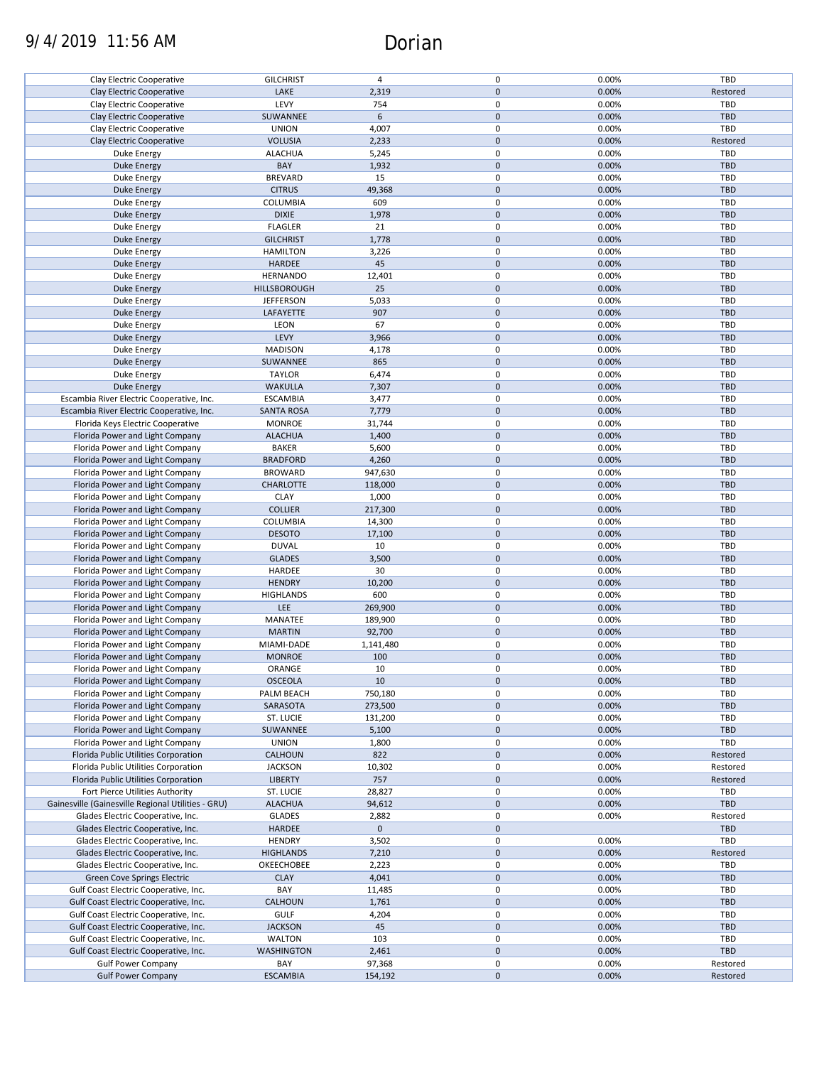| | | | | | |
|---|---|---|---|---|---|
| Clay Electric Cooperative | GILCHRIST | 4 | 0 | 0.00% | TBD |
| Clay Electric Cooperative | LAKE | 2,319 | 0 | 0.00% | Restored |
| Clay Electric Cooperative | LEVY | 754 | 0 | 0.00% | TBD |
| Clay Electric Cooperative | SUWANNEE | 6 | 0 | 0.00% | TBD |
| Clay Electric Cooperative | UNION | 4,007 | 0 | 0.00% | TBD |
| Clay Electric Cooperative | VOLUSIA | 2,233 | 0 | 0.00% | Restored |
| Duke Energy | ALACHUA | 5,245 | 0 | 0.00% | TBD |
| Duke Energy | BAY | 1,932 | 0 | 0.00% | TBD |
| Duke Energy | BREVARD | 15 | 0 | 0.00% | TBD |
| Duke Energy | CITRUS | 49,368 | 0 | 0.00% | TBD |
| Duke Energy | COLUMBIA | 609 | 0 | 0.00% | TBD |
| Duke Energy | DIXIE | 1,978 | 0 | 0.00% | TBD |
| Duke Energy | FLAGLER | 21 | 0 | 0.00% | TBD |
| Duke Energy | GILCHRIST | 1,778 | 0 | 0.00% | TBD |
| Duke Energy | HAMILTON | 3,226 | 0 | 0.00% | TBD |
| Duke Energy | HARDEE | 45 | 0 | 0.00% | TBD |
| Duke Energy | HERNANDO | 12,401 | 0 | 0.00% | TBD |
| Duke Energy | HILLSBOROUGH | 25 | 0 | 0.00% | TBD |
| Duke Energy | JEFFERSON | 5,033 | 0 | 0.00% | TBD |
| Duke Energy | LAFAYETTE | 907 | 0 | 0.00% | TBD |
| Duke Energy | LEON | 67 | 0 | 0.00% | TBD |
| Duke Energy | LEVY | 3,966 | 0 | 0.00% | TBD |
| Duke Energy | MADISON | 4,178 | 0 | 0.00% | TBD |
| Duke Energy | SUWANNEE | 865 | 0 | 0.00% | TBD |
| Duke Energy | TAYLOR | 6,474 | 0 | 0.00% | TBD |
| Duke Energy | WAKULLA | 7,307 | 0 | 0.00% | TBD |
| Escambia River Electric Cooperative, Inc. | ESCAMBIA | 3,477 | 0 | 0.00% | TBD |
| Escambia River Electric Cooperative, Inc. | SANTA ROSA | 7,779 | 0 | 0.00% | TBD |
| Florida Keys Electric Cooperative | MONROE | 31,744 | 0 | 0.00% | TBD |
| Florida Power and Light Company | ALACHUA | 1,400 | 0 | 0.00% | TBD |
| Florida Power and Light Company | BAKER | 5,600 | 0 | 0.00% | TBD |
| Florida Power and Light Company | BRADFORD | 4,260 | 0 | 0.00% | TBD |
| Florida Power and Light Company | BROWARD | 947,630 | 0 | 0.00% | TBD |
| Florida Power and Light Company | CHARLOTTE | 118,000 | 0 | 0.00% | TBD |
| Florida Power and Light Company | CLAY | 1,000 | 0 | 0.00% | TBD |
| Florida Power and Light Company | COLLIER | 217,300 | 0 | 0.00% | TBD |
| Florida Power and Light Company | COLUMBIA | 14,300 | 0 | 0.00% | TBD |
| Florida Power and Light Company | DESOTO | 17,100 | 0 | 0.00% | TBD |
| Florida Power and Light Company | DUVAL | 10 | 0 | 0.00% | TBD |
| Florida Power and Light Company | GLADES | 3,500 | 0 | 0.00% | TBD |
| Florida Power and Light Company | HARDEE | 30 | 0 | 0.00% | TBD |
| Florida Power and Light Company | HENDRY | 10,200 | 0 | 0.00% | TBD |
| Florida Power and Light Company | HIGHLANDS | 600 | 0 | 0.00% | TBD |
| Florida Power and Light Company | LEE | 269,900 | 0 | 0.00% | TBD |
| Florida Power and Light Company | MANATEE | 189,900 | 0 | 0.00% | TBD |
| Florida Power and Light Company | MARTIN | 92,700 | 0 | 0.00% | TBD |
| Florida Power and Light Company | MIAMI-DADE | 1,141,480 | 0 | 0.00% | TBD |
| Florida Power and Light Company | MONROE | 100 | 0 | 0.00% | TBD |
| Florida Power and Light Company | ORANGE | 10 | 0 | 0.00% | TBD |
| Florida Power and Light Company | OSCEOLA | 10 | 0 | 0.00% | TBD |
| Florida Power and Light Company | PALM BEACH | 750,180 | 0 | 0.00% | TBD |
| Florida Power and Light Company | SARASOTA | 273,500 | 0 | 0.00% | TBD |
| Florida Power and Light Company | ST. LUCIE | 131,200 | 0 | 0.00% | TBD |
| Florida Power and Light Company | SUWANNEE | 5,100 | 0 | 0.00% | TBD |
| Florida Power and Light Company | UNION | 1,800 | 0 | 0.00% | TBD |
| Florida Public Utilities Corporation | CALHOUN | 822 | 0 | 0.00% | Restored |
| Florida Public Utilities Corporation | JACKSON | 10,302 | 0 | 0.00% | Restored |
| Florida Public Utilities Corporation | LIBERTY | 757 | 0 | 0.00% | Restored |
| Fort Pierce Utilities Authority | ST. LUCIE | 28,827 | 0 | 0.00% | TBD |
| Gainesville (Gainesville Regional Utilities - GRU) | ALACHUA | 94,612 | 0 | 0.00% | TBD |
| Glades Electric Cooperative, Inc. | GLADES | 2,882 | 0 | 0.00% | Restored |
| Glades Electric Cooperative, Inc. | HARDEE | 0 | 0 | | TBD |
| Glades Electric Cooperative, Inc. | HENDRY | 3,502 | 0 | 0.00% | TBD |
| Glades Electric Cooperative, Inc. | HIGHLANDS | 7,210 | 0 | 0.00% | Restored |
| Glades Electric Cooperative, Inc. | OKEECHOBEE | 2,223 | 0 | 0.00% | TBD |
| Green Cove Springs Electric | CLAY | 4,041 | 0 | 0.00% | TBD |
| Gulf Coast Electric Cooperative, Inc. | BAY | 11,485 | 0 | 0.00% | TBD |
| Gulf Coast Electric Cooperative, Inc. | CALHOUN | 1,761 | 0 | 0.00% | TBD |
| Gulf Coast Electric Cooperative, Inc. | GULF | 4,204 | 0 | 0.00% | TBD |
| Gulf Coast Electric Cooperative, Inc. | JACKSON | 45 | 0 | 0.00% | TBD |
| Gulf Coast Electric Cooperative, Inc. | WALTON | 103 | 0 | 0.00% | TBD |
| Gulf Coast Electric Cooperative, Inc. | WASHINGTON | 2,461 | 0 | 0.00% | TBD |
| Gulf Power Company | BAY | 97,368 | 0 | 0.00% | Restored |
| Gulf Power Company | ESCAMBIA | 154,192 | 0 | 0.00% | Restored |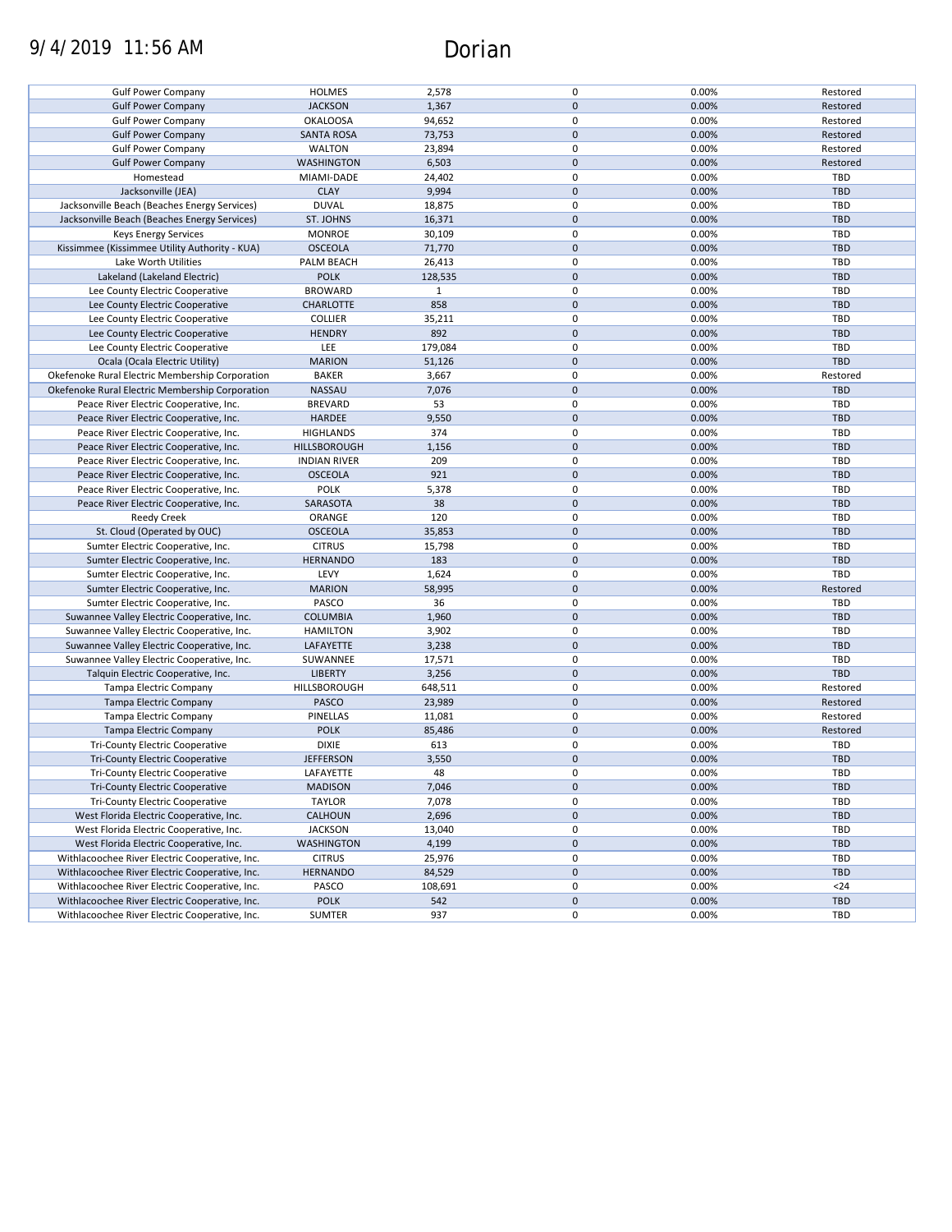| | | | | | |
|---|---|---|---|---|---|
| Gulf Power Company | HOLMES | 2,578 | 0 | 0.00% | Restored |
| Gulf Power Company | JACKSON | 1,367 | 0 | 0.00% | Restored |
| Gulf Power Company | OKALOOSA | 94,652 | 0 | 0.00% | Restored |
| Gulf Power Company | SANTA ROSA | 73,753 | 0 | 0.00% | Restored |
| Gulf Power Company | WALTON | 23,894 | 0 | 0.00% | Restored |
| Gulf Power Company | WASHINGTON | 6,503 | 0 | 0.00% | Restored |
| Homestead | MIAMI-DADE | 24,402 | 0 | 0.00% | TBD |
| Jacksonville (JEA) | CLAY | 9,994 | 0 | 0.00% | TBD |
| Jacksonville Beach (Beaches Energy Services) | DUVAL | 18,875 | 0 | 0.00% | TBD |
| Jacksonville Beach (Beaches Energy Services) | ST. JOHNS | 16,371 | 0 | 0.00% | TBD |
| Keys Energy Services | MONROE | 30,109 | 0 | 0.00% | TBD |
| Kissimmee (Kissimmee Utility Authority - KUA) | OSCEOLA | 71,770 | 0 | 0.00% | TBD |
| Lake Worth Utilities | PALM BEACH | 26,413 | 0 | 0.00% | TBD |
| Lakeland (Lakeland Electric) | POLK | 128,535 | 0 | 0.00% | TBD |
| Lee County Electric Cooperative | BROWARD | 1 | 0 | 0.00% | TBD |
| Lee County Electric Cooperative | CHARLOTTE | 858 | 0 | 0.00% | TBD |
| Lee County Electric Cooperative | COLLIER | 35,211 | 0 | 0.00% | TBD |
| Lee County Electric Cooperative | HENDRY | 892 | 0 | 0.00% | TBD |
| Lee County Electric Cooperative | LEE | 179,084 | 0 | 0.00% | TBD |
| Ocala (Ocala Electric Utility) | MARION | 51,126 | 0 | 0.00% | TBD |
| Okefenoke Rural Electric Membership Corporation | BAKER | 3,667 | 0 | 0.00% | Restored |
| Okefenoke Rural Electric Membership Corporation | NASSAU | 7,076 | 0 | 0.00% | TBD |
| Peace River Electric Cooperative, Inc. | BREVARD | 53 | 0 | 0.00% | TBD |
| Peace River Electric Cooperative, Inc. | HARDEE | 9,550 | 0 | 0.00% | TBD |
| Peace River Electric Cooperative, Inc. | HIGHLANDS | 374 | 0 | 0.00% | TBD |
| Peace River Electric Cooperative, Inc. | HILLSBOROUGH | 1,156 | 0 | 0.00% | TBD |
| Peace River Electric Cooperative, Inc. | INDIAN RIVER | 209 | 0 | 0.00% | TBD |
| Peace River Electric Cooperative, Inc. | OSCEOLA | 921 | 0 | 0.00% | TBD |
| Peace River Electric Cooperative, Inc. | POLK | 5,378 | 0 | 0.00% | TBD |
| Peace River Electric Cooperative, Inc. | SARASOTA | 38 | 0 | 0.00% | TBD |
| Reedy Creek | ORANGE | 120 | 0 | 0.00% | TBD |
| St. Cloud (Operated by OUC) | OSCEOLA | 35,853 | 0 | 0.00% | TBD |
| Sumter Electric Cooperative, Inc. | CITRUS | 15,798 | 0 | 0.00% | TBD |
| Sumter Electric Cooperative, Inc. | HERNANDO | 183 | 0 | 0.00% | TBD |
| Sumter Electric Cooperative, Inc. | LEVY | 1,624 | 0 | 0.00% | TBD |
| Sumter Electric Cooperative, Inc. | MARION | 58,995 | 0 | 0.00% | Restored |
| Sumter Electric Cooperative, Inc. | PASCO | 36 | 0 | 0.00% | TBD |
| Suwannee Valley Electric Cooperative, Inc. | COLUMBIA | 1,960 | 0 | 0.00% | TBD |
| Suwannee Valley Electric Cooperative, Inc. | HAMILTON | 3,902 | 0 | 0.00% | TBD |
| Suwannee Valley Electric Cooperative, Inc. | LAFAYETTE | 3,238 | 0 | 0.00% | TBD |
| Suwannee Valley Electric Cooperative, Inc. | SUWANNEE | 17,571 | 0 | 0.00% | TBD |
| Talquin Electric Cooperative, Inc. | LIBERTY | 3,256 | 0 | 0.00% | TBD |
| Tampa Electric Company | HILLSBOROUGH | 648,511 | 0 | 0.00% | Restored |
| Tampa Electric Company | PASCO | 23,989 | 0 | 0.00% | Restored |
| Tampa Electric Company | PINELLAS | 11,081 | 0 | 0.00% | Restored |
| Tampa Electric Company | POLK | 85,486 | 0 | 0.00% | Restored |
| Tri-County Electric Cooperative | DIXIE | 613 | 0 | 0.00% | TBD |
| Tri-County Electric Cooperative | JEFFERSON | 3,550 | 0 | 0.00% | TBD |
| Tri-County Electric Cooperative | LAFAYETTE | 48 | 0 | 0.00% | TBD |
| Tri-County Electric Cooperative | MADISON | 7,046 | 0 | 0.00% | TBD |
| Tri-County Electric Cooperative | TAYLOR | 7,078 | 0 | 0.00% | TBD |
| West Florida Electric Cooperative, Inc. | CALHOUN | 2,696 | 0 | 0.00% | TBD |
| West Florida Electric Cooperative, Inc. | JACKSON | 13,040 | 0 | 0.00% | TBD |
| West Florida Electric Cooperative, Inc. | WASHINGTON | 4,199 | 0 | 0.00% | TBD |
| Withlacoochee River Electric Cooperative, Inc. | CITRUS | 25,976 | 0 | 0.00% | TBD |
| Withlacoochee River Electric Cooperative, Inc. | HERNANDO | 84,529 | 0 | 0.00% | TBD |
| Withlacoochee River Electric Cooperative, Inc. | PASCO | 108,691 | 0 | 0.00% | <24 |
| Withlacoochee River Electric Cooperative, Inc. | POLK | 542 | 0 | 0.00% | TBD |
| Withlacoochee River Electric Cooperative, Inc. | SUMTER | 937 | 0 | 0.00% | TBD |